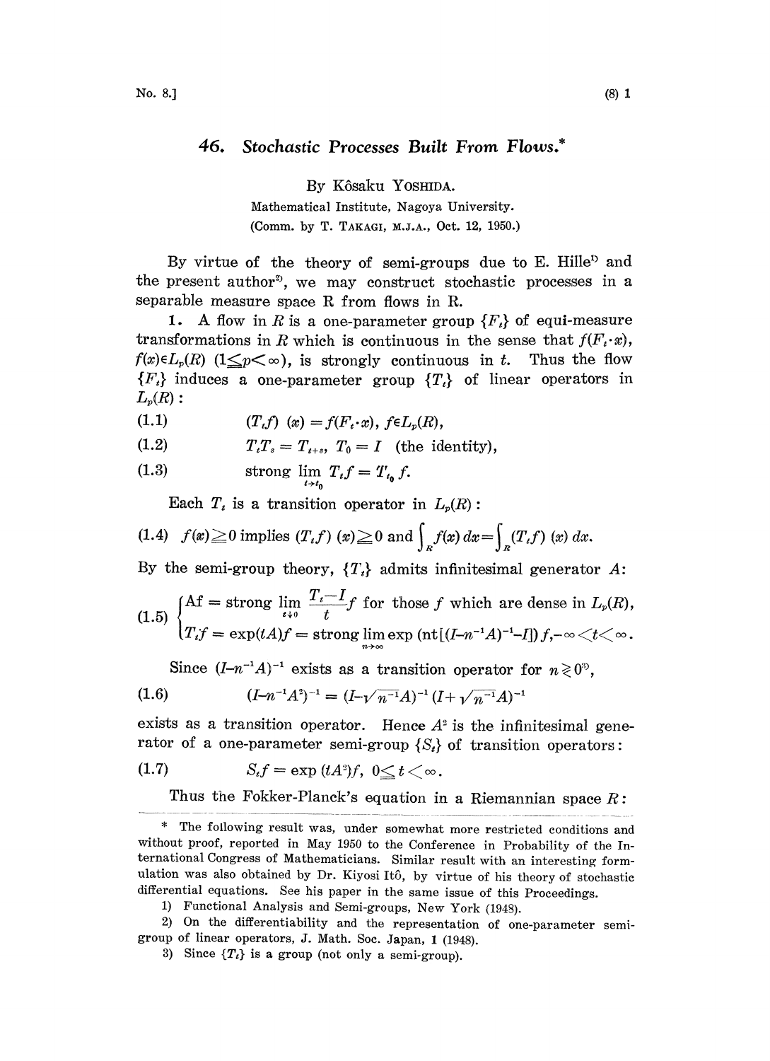# 46. Stochastic Processes Built From Flows.*

By Kôsaku YOSHIDA.

Mathematical Institute, Nagoya University.

(Comm. by T. TAKAGI, M.J.A., Oct. 12, 1950.)

By virtue of the theory of semi-groups due to E. Hille[1] and the present author[2], we may construct stochastic processes in a separable measure space R from flows in R.

**1.** A flow in $R$ is a one-parameter group $\{F_t\}$ of equi-measure transformations in $R$ which is continuous in the sense that $f(F_t \cdot x)$, $f(x) \in L_p(R)$ $(1 \leq p < \infty)$, is strongly continuous in $t$. Thus the flow $\{F_t\}$ induces a one-parameter group $\{T_t\}$ of linear operators in $L_p(R)$:

$$(1.1) \qquad (T_t f)(x) = f(F_t \cdot x),\ f \in L_p(R),$$

$$(1.2) \qquad T_t T_s = T_{t+s},\ T_0 = I \ \text{(the identity)},$$

$$(1.3) \qquad \text{strong} \lim_{t \to t_0} T_t f = T_{t_0} f.$$

Each $T_t$ is a transition operator in $L_p(R)$:

$$(1.4) \quad f(x) \geqq 0 \text{ implies } (T_t f)(x) \geqq 0 \text{ and } \int_R f(x)\,dx = \int_R (T_t f)(x)\,dx.$$

By the semi-group theory, $\{T_t\}$ admits infinitesimal generator $A$:

$$(1.5) \begin{cases} Af = \text{strong} \lim\limits_{t \downarrow 0} \dfrac{T_t - I}{t} f \text{ for those } f \text{ which are dense in } L_p(R), \\ T_t f = \exp(tA) f = \text{strong} \lim\limits_{n \to \infty} \exp\left(nt[(I - n^{-1}A)^{-1} - I]\right) f, -\infty < t < \infty. \end{cases}$$

Since $(I - n^{-1}A)^{-1}$ exists as a transition operator for $n \gtrless 0$[3],

$$(1.6) \qquad (I - n^{-1}A^2)^{-1} = (I - \sqrt{n^{-1}}A)^{-1}(I + \sqrt{n^{-1}}A)^{-1}$$

exists as a transition operator. Hence $A^2$ is the infinitesimal generator of a one-parameter semi-group $\{S_t\}$ of transition operators:

$$(1.7) \qquad S_t f = \exp(tA^2) f,\ 0 \leq t < \infty.$$

Thus the Fokker-Planck's equation in a Riemannian space $R$:

---

\* The following result was, under somewhat more restricted conditions and without proof, reported in May 1950 to the Conference in Probability of the International Congress of Mathematicians. Similar result with an interesting formulation was also obtained by Dr. Kiyosi Itô, by virtue of his theory of stochastic differential equations. See his paper in the same issue of this Proceedings.

1) Functional Analysis and Semi-groups, New York (1948).

2) On the differentiability and the representation of one-parameter semi-group of linear operators, J. Math. Soc. Japan, 1 (1948).

3) Since $\{T_t\}$ is a group (not only a semi-group).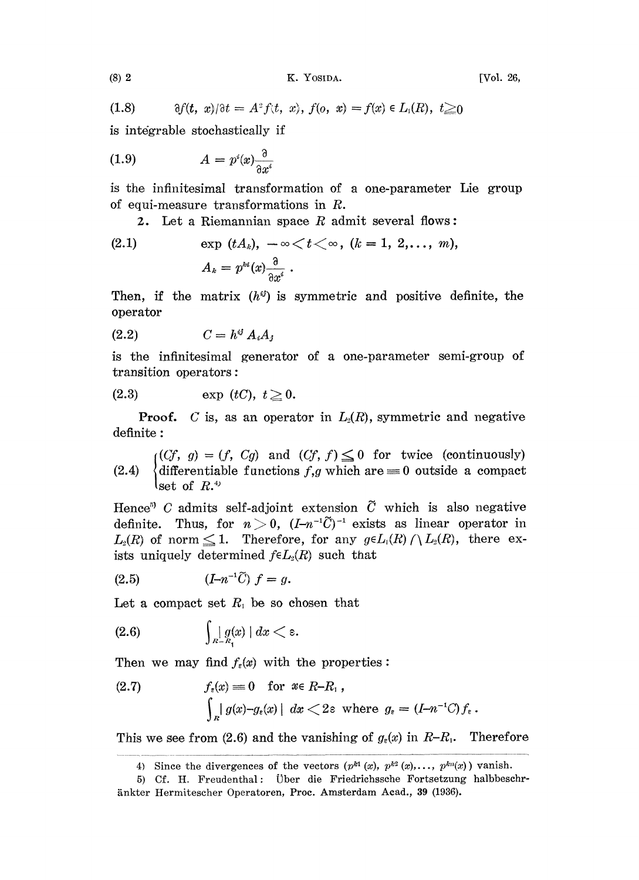(1.8) $\quad \partial f(t, x)/\partial t = A^2 f(t, x), \; f(o, x) = f(x) \in L_1(R), \; t \geqq 0$

is integrable stochastically if

(1.9) $\quad A = p^i(x)\dfrac{\partial}{\partial x^i}$

is the infinitesimal transformation of a one-parameter Lie group of equi-measure transformations in $R$.

2. Let a Riemannian space $R$ admit several flows:

(2.1) $\quad \exp(tA_k), \; -\infty < t < \infty, \; (k = 1, 2, \ldots, m),$

$$A_k = p^{ki}(x)\frac{\partial}{\partial x^i}.$$

Then, if the matrix $(h^{ij})$ is symmetric and positive definite, the operator

(2.2) $\quad C = h^{ij} A_i A_j$

is the infinitesimal generator of a one-parameter semi-group of transition operators:

(2.3) $\quad \exp(tC), \; t \geqq 0.$

**Proof.** $C$ is, as an operator in $L_2(R)$, symmetric and negative definite:

(2.4) $(Cf, g) = (f, Cg)$ and $(Cf, f) \leqq 0$ for twice (continuously) differentiable functions $f,g$ which are $\equiv 0$ outside a compact set of $R$.[4]

Hence[5] $C$ admits self-adjoint extension $\tilde{C}$ which is also negative definite. Thus, for $n > 0$, $(I - n^{-1}\tilde{C})^{-1}$ exists as linear operator in $L_2(R)$ of norm $\leqq 1$. Therefore, for any $g \in L_1(R) \frown L_2(R)$, there exists uniquely determined $f \in L_2(R)$ such that

(2.5) $\quad (I - n^{-1}\tilde{C})\, f = g.$

Let a compact set $R_1$ be so chosen that

(2.6) $\quad \displaystyle\int_{R-R_1} | g(x) | \, dx < \varepsilon.$

Then we may find $f_\varepsilon(x)$ with the properties:

(2.7) $\quad f_\varepsilon(x) \equiv 0 \quad \text{for } x \in R - R_1,$

$$\int_R | g(x) - g_\varepsilon(x) | \, dx < 2\varepsilon \text{ where } g_\varepsilon = (I - n^{-1}C) f_\varepsilon.$$

This we see from (2.6) and the vanishing of $g_\varepsilon(x)$ in $R - R_1$. Therefore

---

4) Since the divergences of the vectors $(p^{k1}(x), p^{k2}(x), \ldots, p^{kn}(x))$ vanish.

5) Cf. H. Freudenthal: Über die Friedrichssche Fortsetzung halbbeschränkter Hermitescher Operatoren, Proc. Amsterdam Acad., 39 (1936).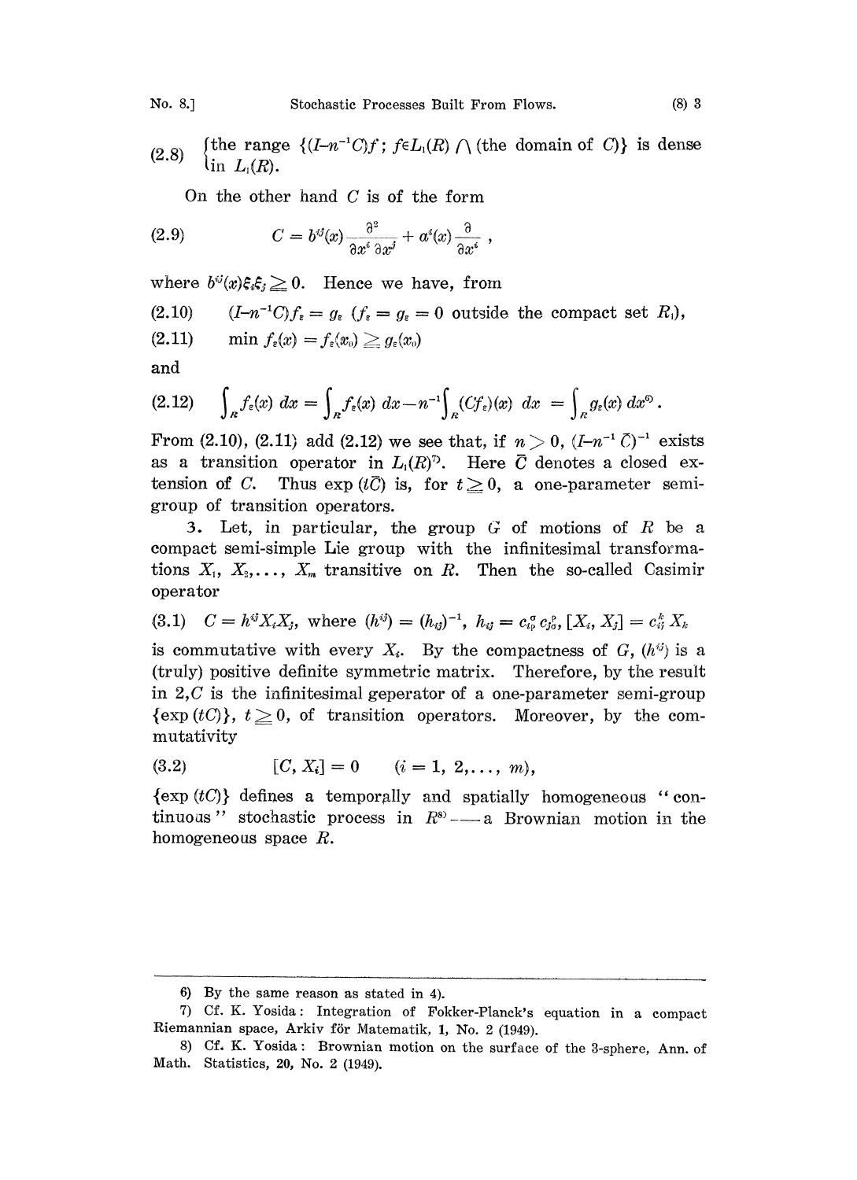(2.8) $\begin{cases} \text{the range } \{(I-n^{-1}C)f;\ f \in L_1(R) \wedge (\text{the domain of } C)\} \text{ is dense} \\ \text{in } L_1(R). \end{cases}$

On the other hand $C$ is of the form

$$C = b^{ij}(x)\frac{\partial^2}{\partial x^i \partial x^j} + a^i(x)\frac{\partial}{\partial x^i}\,, \tag{2.9}$$

where $b^{ij}(x)\xi_i\xi_j \geqq 0$. Hence we have, from

(2.10) $\quad (I-n^{-1}C)f_\varepsilon = g_\varepsilon \ (f_\varepsilon = g_\varepsilon = 0 \text{ outside the compact set } R_1),$

(2.11) $\quad \min f_\varepsilon(x) = f_\varepsilon(x_0) \geqq g_\varepsilon(x_0)$

and

(2.12) $\quad \int_R f_\varepsilon(x)\,dx = \int_R f_\varepsilon(x)\,dx - n^{-1}\int_R (Cf_\varepsilon)(x)\,dx = \int_R g_\varepsilon(x)\,dx$[6].

From (2.10), (2.11) add (2.12) we see that, if $n > 0$, $(I-n^{-1}\bar{C})^{-1}$ exists as a transition operator in $L_1(R)$[7]. Here $\bar{C}$ denotes a closed extension of $C$. Thus $\exp(t\bar{C})$ is, for $t \geqq 0$, a one-parameter semi-group of transition operators.

3. Let, in particular, the group $G$ of motions of $R$ be a compact semi-simple Lie group with the infinitesimal transformations $X_1, X_2, \ldots, X_m$ transitive on $R$. Then the so-called Casimir operator

(3.1) $\quad C = h^{ij}X_iX_j$, where $(h^{ij}) = (h_{ij})^{-1}$, $h_{ij} = c_{i\rho}^{\sigma}c_{j\sigma}^{\rho}$, $[X_i, X_j] = c_{ij}^{k}X_k$

is commutative with every $X_i$. By the compactness of $G$, $(h^{ij})$ is a (truly) positive definite symmetric matrix. Therefore, by the result in 2, $C$ is the infinitesimal geperator of a one-parameter semi-group $\{\exp(tC)\}$, $t \geqq 0$, of transition operators. Moreover, by the commutativity

$$[C, X_i] = 0 \qquad (i = 1, 2, \ldots, m), \tag{3.2}$$

$\{\exp(tC)\}$ defines a temporally and spatially homogeneous "continuous" stochastic process in $R$[8] —— a Brownian motion in the homogeneous space $R$.

---

6) By the same reason as stated in 4).

7) Cf. K. Yosida: Integration of Fokker-Planck's equation in a compact Riemannian space, Arkiv för Matematik, 1, No. 2 (1949).

8) Cf. K. Yosida: Brownian motion on the surface of the 3-sphere, Ann. of Math. Statistics, 20, No. 2 (1949).